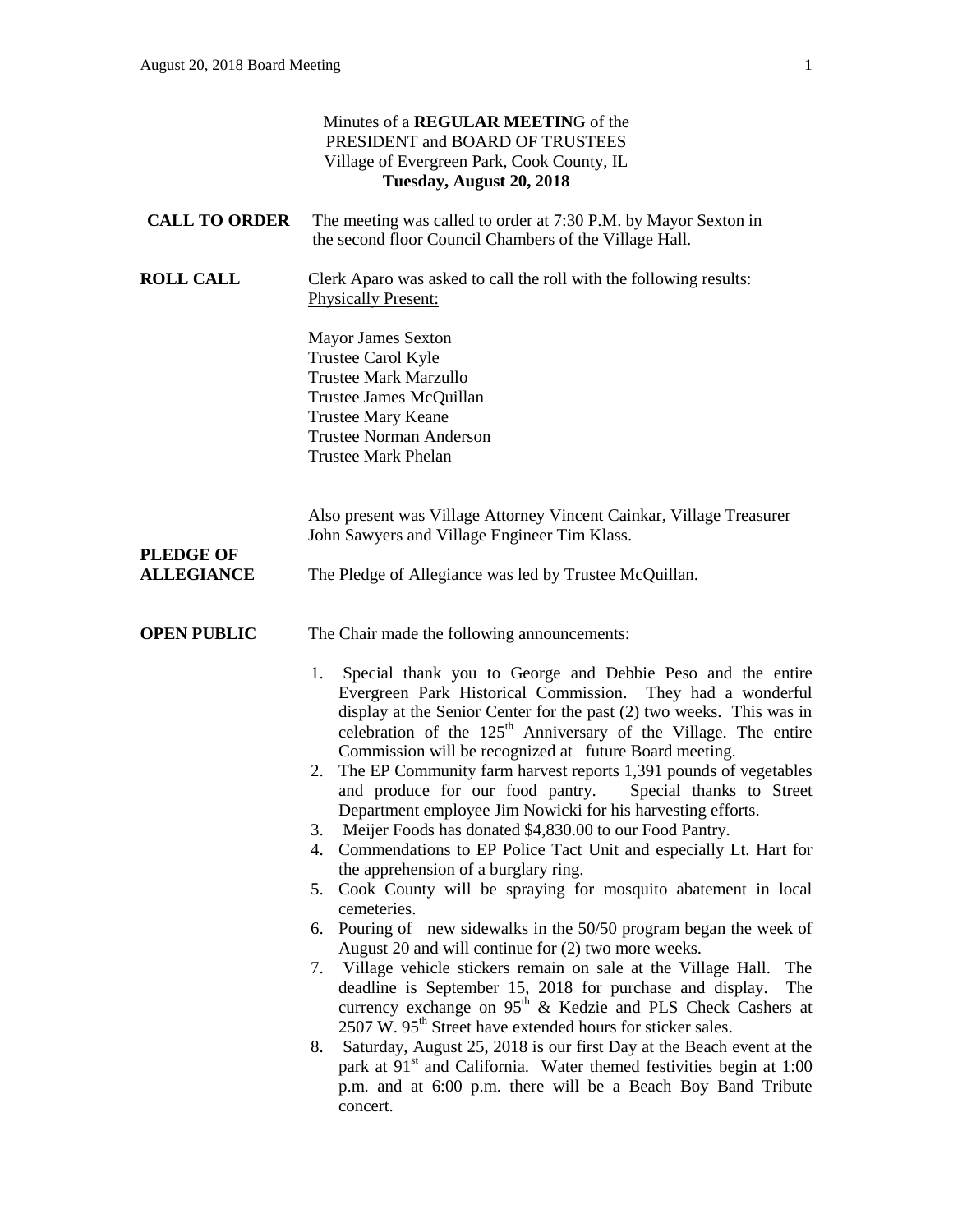Minutes of a **REGULAR MEETIN**G of the
PRESIDENT and BOARD OF TRUSTEES
Village of Evergreen Park, Cook County, IL
**Tuesday, August 20, 2018**

**CALL TO ORDER** The meeting was called to order at 7:30 P.M. by Mayor Sexton in the second floor Council Chambers of the Village Hall.

**ROLL CALL** Clerk Aparo was asked to call the roll with the following results:
Physically Present:

Mayor James Sexton
Trustee Carol Kyle
Trustee Mark Marzullo
Trustee James McQuillan
Trustee Mary Keane
Trustee Norman Anderson
Trustee Mark Phelan

Also present was Village Attorney Vincent Cainkar, Village Treasurer John Sawyers and Village Engineer Tim Klass.

**PLEDGE OF ALLEGIANCE** The Pledge of Allegiance was led by Trustee McQuillan.

**OPEN PUBLIC** The Chair made the following announcements:

1. Special thank you to George and Debbie Peso and the entire Evergreen Park Historical Commission. They had a wonderful display at the Senior Center for the past (2) two weeks. This was in celebration of the 125th Anniversary of the Village. The entire Commission will be recognized at future Board meeting.
2. The EP Community farm harvest reports 1,391 pounds of vegetables and produce for our food pantry. Special thanks to Street Department employee Jim Nowicki for his harvesting efforts.
3. Meijer Foods has donated $4,830.00 to our Food Pantry.
4. Commendations to EP Police Tact Unit and especially Lt. Hart for the apprehension of a burglary ring.
5. Cook County will be spraying for mosquito abatement in local cemeteries.
6. Pouring of new sidewalks in the 50/50 program began the week of August 20 and will continue for (2) two more weeks.
7. Village vehicle stickers remain on sale at the Village Hall. The deadline is September 15, 2018 for purchase and display. The currency exchange on 95th & Kedzie and PLS Check Cashers at 2507 W. 95th Street have extended hours for sticker sales.
8. Saturday, August 25, 2018 is our first Day at the Beach event at the park at 91st and California. Water themed festivities begin at 1:00 p.m. and at 6:00 p.m. there will be a Beach Boy Band Tribute concert.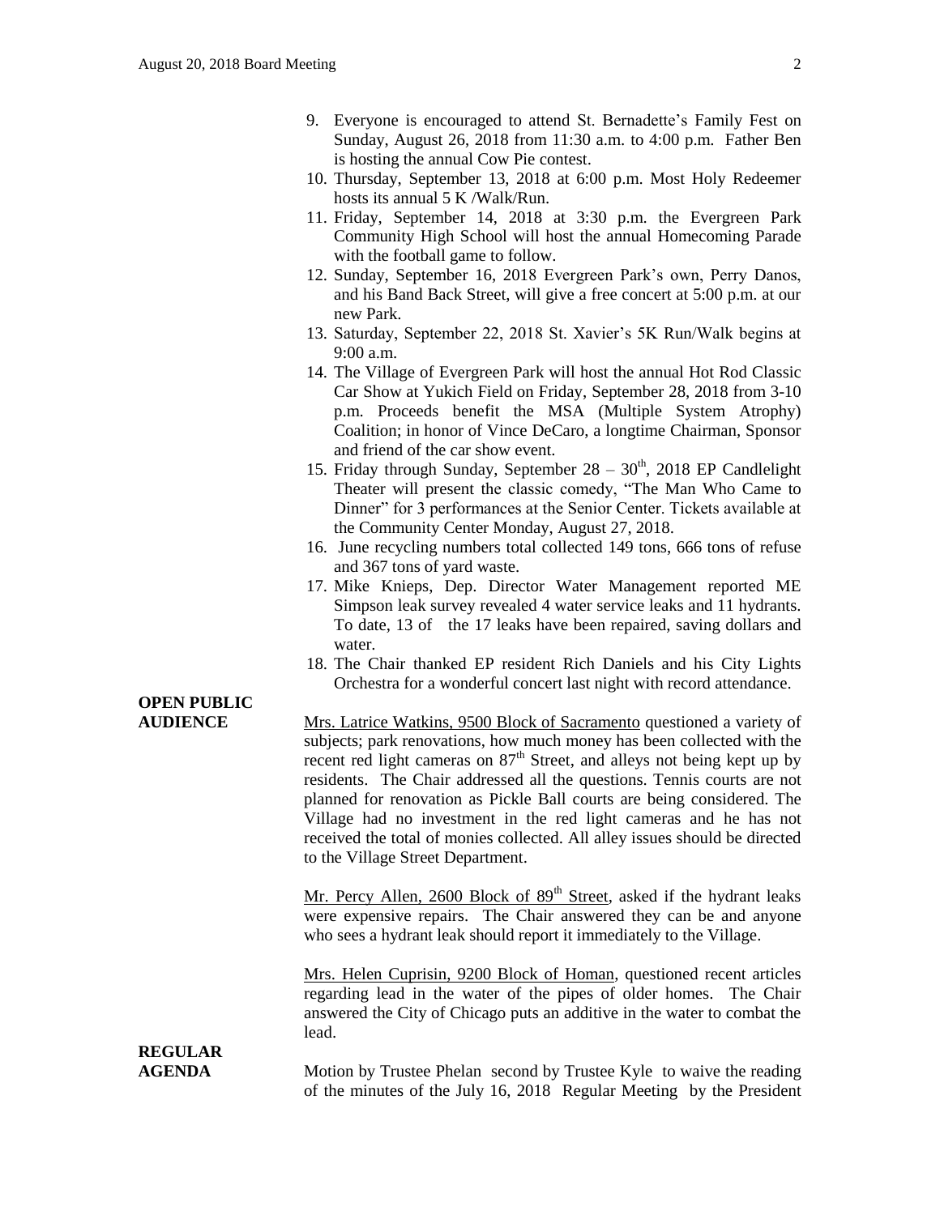9. Everyone is encouraged to attend St. Bernadette's Family Fest on Sunday, August 26, 2018 from 11:30 a.m. to 4:00 p.m. Father Ben is hosting the annual Cow Pie contest.
10. Thursday, September 13, 2018 at 6:00 p.m. Most Holy Redeemer hosts its annual 5 K /Walk/Run.
11. Friday, September 14, 2018 at 3:30 p.m. the Evergreen Park Community High School will host the annual Homecoming Parade with the football game to follow.
12. Sunday, September 16, 2018 Evergreen Park's own, Perry Danos, and his Band Back Street, will give a free concert at 5:00 p.m. at our new Park.
13. Saturday, September 22, 2018 St. Xavier's 5K Run/Walk begins at 9:00 a.m.
14. The Village of Evergreen Park will host the annual Hot Rod Classic Car Show at Yukich Field on Friday, September 28, 2018 from 3-10 p.m. Proceeds benefit the MSA (Multiple System Atrophy) Coalition; in honor of Vince DeCaro, a longtime Chairman, Sponsor and friend of the car show event.
15. Friday through Sunday, September 28 – 30th, 2018 EP Candlelight Theater will present the classic comedy, "The Man Who Came to Dinner" for 3 performances at the Senior Center. Tickets available at the Community Center Monday, August 27, 2018.
16. June recycling numbers total collected 149 tons, 666 tons of refuse and 367 tons of yard waste.
17. Mike Knieps, Dep. Director Water Management reported ME Simpson leak survey revealed 4 water service leaks and 11 hydrants. To date, 13 of the 17 leaks have been repaired, saving dollars and water.
18. The Chair thanked EP resident Rich Daniels and his City Lights Orchestra for a wonderful concert last night with record attendance.

**OPEN PUBLIC AUDIENCE**

Mrs. Latrice Watkins, 9500 Block of Sacramento questioned a variety of subjects; park renovations, how much money has been collected with the recent red light cameras on 87th Street, and alleys not being kept up by residents. The Chair addressed all the questions. Tennis courts are not planned for renovation as Pickle Ball courts are being considered. The Village had no investment in the red light cameras and he has not received the total of monies collected. All alley issues should be directed to the Village Street Department.

Mr. Percy Allen, 2600 Block of 89th Street, asked if the hydrant leaks were expensive repairs. The Chair answered they can be and anyone who sees a hydrant leak should report it immediately to the Village.

Mrs. Helen Cuprisin, 9200 Block of Homan, questioned recent articles regarding lead in the water of the pipes of older homes. The Chair answered the City of Chicago puts an additive in the water to combat the lead.

**REGULAR AGENDA**

Motion by Trustee Phelan second by Trustee Kyle to waive the reading of the minutes of the July 16, 2018 Regular Meeting by the President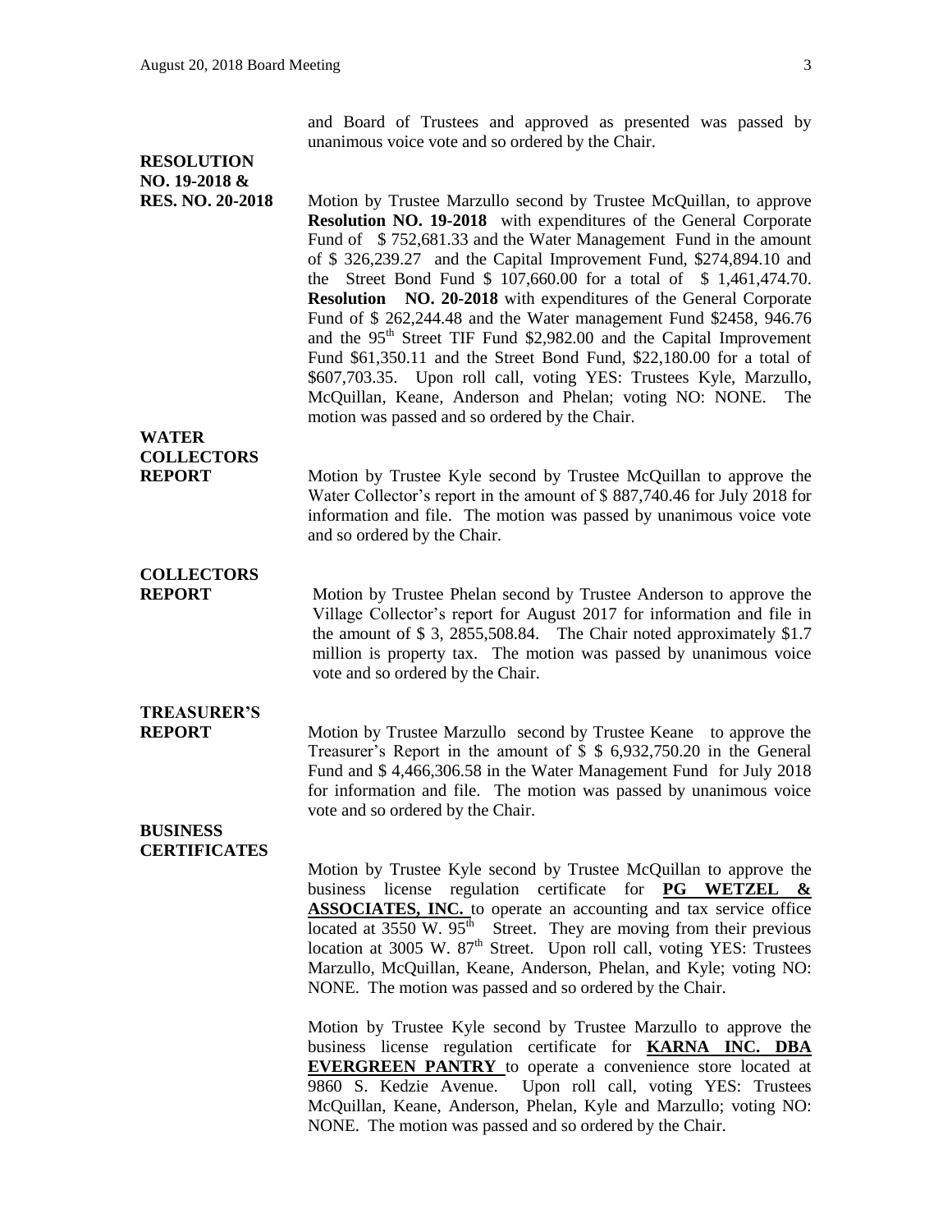and Board of Trustees and approved as presented was passed by unanimous voice vote and so ordered by the Chair.

**RESOLUTION NO. 19-2018 & RES. NO. 20-2018**

Motion by Trustee Marzullo second by Trustee McQuillan, to approve **Resolution NO. 19-2018** with expenditures of the General Corporate Fund of $ 752,681.33 and the Water Management Fund in the amount of $ 326,239.27 and the Capital Improvement Fund, $274,894.10 and the Street Bond Fund $ 107,660.00 for a total of $ 1,461,474.70. **Resolution NO. 20-2018** with expenditures of the General Corporate Fund of $ 262,244.48 and the Water management Fund $2458, 946.76 and the 95th Street TIF Fund $2,982.00 and the Capital Improvement Fund $61,350.11 and the Street Bond Fund, $22,180.00 for a total of $607,703.35. Upon roll call, voting YES: Trustees Kyle, Marzullo, McQuillan, Keane, Anderson and Phelan; voting NO: NONE. The motion was passed and so ordered by the Chair.

**WATER COLLECTORS REPORT**

Motion by Trustee Kyle second by Trustee McQuillan to approve the Water Collector's report in the amount of $ 887,740.46 for July 2018 for information and file. The motion was passed by unanimous voice vote and so ordered by the Chair.

**COLLECTORS REPORT**

Motion by Trustee Phelan second by Trustee Anderson to approve the Village Collector's report for August 2017 for information and file in the amount of $ 3, 2855,508.84. The Chair noted approximately $1.7 million is property tax. The motion was passed by unanimous voice vote and so ordered by the Chair.

**TREASURER'S REPORT**

Motion by Trustee Marzullo second by Trustee Keane to approve the Treasurer's Report in the amount of $ $ 6,932,750.20 in the General Fund and $ 4,466,306.58 in the Water Management Fund for July 2018 for information and file. The motion was passed by unanimous voice vote and so ordered by the Chair.

**BUSINESS CERTIFICATES**

Motion by Trustee Kyle second by Trustee McQuillan to approve the business license regulation certificate for **PG WETZEL & ASSOCIATES, INC.** to operate an accounting and tax service office located at 3550 W. 95th Street. They are moving from their previous location at 3005 W. 87th Street. Upon roll call, voting YES: Trustees Marzullo, McQuillan, Keane, Anderson, Phelan, and Kyle; voting NO: NONE. The motion was passed and so ordered by the Chair.

Motion by Trustee Kyle second by Trustee Marzullo to approve the business license regulation certificate for **KARNA INC. DBA EVERGREEN PANTRY** to operate a convenience store located at 9860 S. Kedzie Avenue. Upon roll call, voting YES: Trustees McQuillan, Keane, Anderson, Phelan, Kyle and Marzullo; voting NO: NONE. The motion was passed and so ordered by the Chair.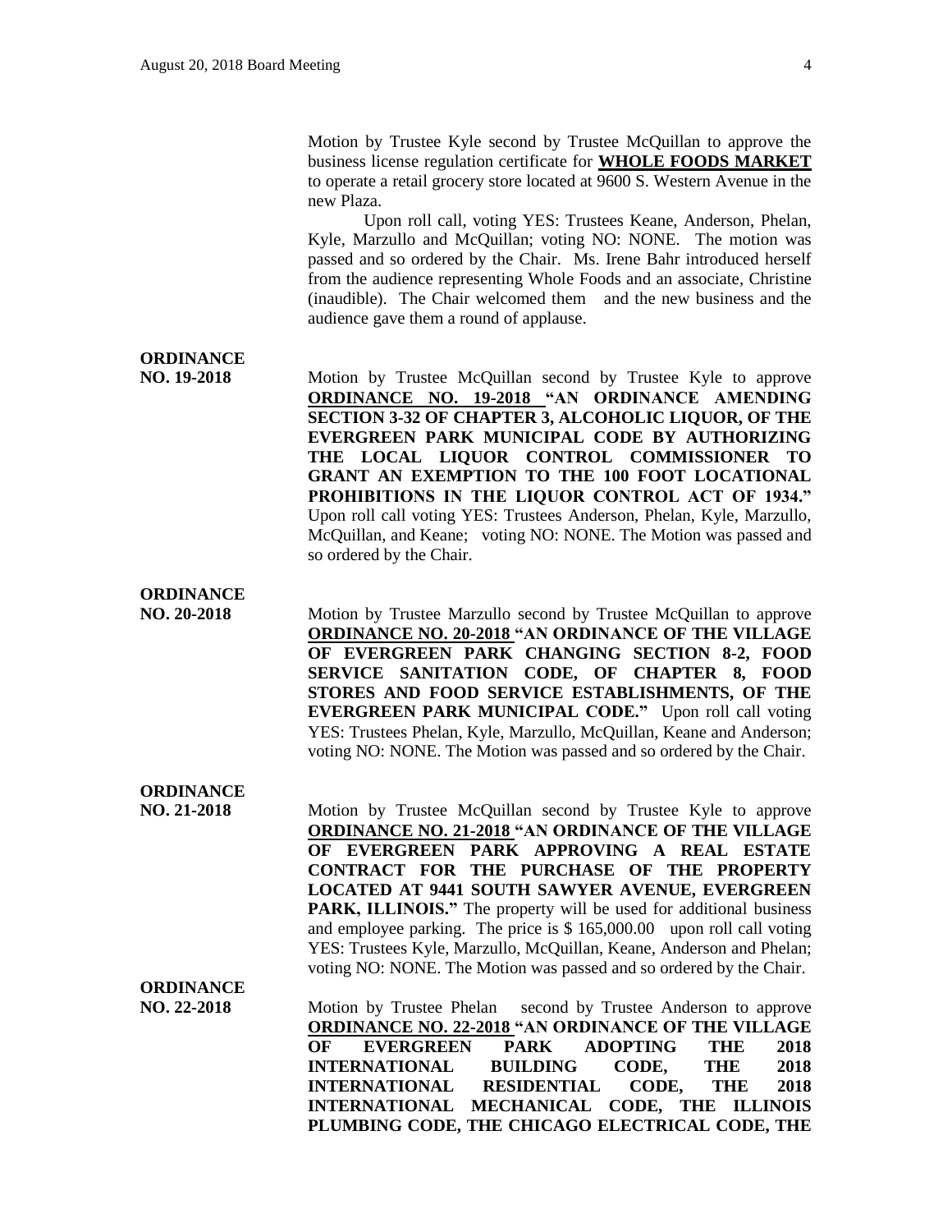Motion by Trustee Kyle second by Trustee McQuillan to approve the business license regulation certificate for **WHOLE FOODS MARKET** to operate a retail grocery store located at 9600 S. Western Avenue in the new Plaza.

Upon roll call, voting YES: Trustees Keane, Anderson, Phelan, Kyle, Marzullo and McQuillan; voting NO: NONE. The motion was passed and so ordered by the Chair. Ms. Irene Bahr introduced herself from the audience representing Whole Foods and an associate, Christine (inaudible). The Chair welcomed them and the new business and the audience gave them a round of applause.

**ORDINANCE NO. 19-2018**

Motion by Trustee McQuillan second by Trustee Kyle to approve **ORDINANCE NO. 19-2018 "AN ORDINANCE AMENDING SECTION 3-32 OF CHAPTER 3, ALCOHOLIC LIQUOR, OF THE EVERGREEN PARK MUNICIPAL CODE BY AUTHORIZING THE LOCAL LIQUOR CONTROL COMMISSIONER TO GRANT AN EXEMPTION TO THE 100 FOOT LOCATIONAL PROHIBITIONS IN THE LIQUOR CONTROL ACT OF 1934."** Upon roll call voting YES: Trustees Anderson, Phelan, Kyle, Marzullo, McQuillan, and Keane; voting NO: NONE. The Motion was passed and so ordered by the Chair.

**ORDINANCE NO. 20-2018**

Motion by Trustee Marzullo second by Trustee McQuillan to approve **ORDINANCE NO. 20-2018 "AN ORDINANCE OF THE VILLAGE OF EVERGREEN PARK CHANGING SECTION 8-2, FOOD SERVICE SANITATION CODE, OF CHAPTER 8, FOOD STORES AND FOOD SERVICE ESTABLISHMENTS, OF THE EVERGREEN PARK MUNICIPAL CODE."** Upon roll call voting YES: Trustees Phelan, Kyle, Marzullo, McQuillan, Keane and Anderson; voting NO: NONE. The Motion was passed and so ordered by the Chair.

**ORDINANCE NO. 21-2018**

Motion by Trustee McQuillan second by Trustee Kyle to approve **ORDINANCE NO. 21-2018 "AN ORDINANCE OF THE VILLAGE OF EVERGREEN PARK APPROVING A REAL ESTATE CONTRACT FOR THE PURCHASE OF THE PROPERTY LOCATED AT 9441 SOUTH SAWYER AVENUE, EVERGREEN PARK, ILLINOIS."** The property will be used for additional business and employee parking. The price is $ 165,000.00 upon roll call voting YES: Trustees Kyle, Marzullo, McQuillan, Keane, Anderson and Phelan; voting NO: NONE. The Motion was passed and so ordered by the Chair.

**ORDINANCE NO. 22-2018**

Motion by Trustee Phelan second by Trustee Anderson to approve **ORDINANCE NO. 22-2018 "AN ORDINANCE OF THE VILLAGE OF EVERGREEN PARK ADOPTING THE 2018 INTERNATIONAL BUILDING CODE, THE 2018 INTERNATIONAL RESIDENTIAL CODE, THE 2018 INTERNATIONAL MECHANICAL CODE, THE ILLINOIS PLUMBING CODE, THE CHICAGO ELECTRICAL CODE, THE**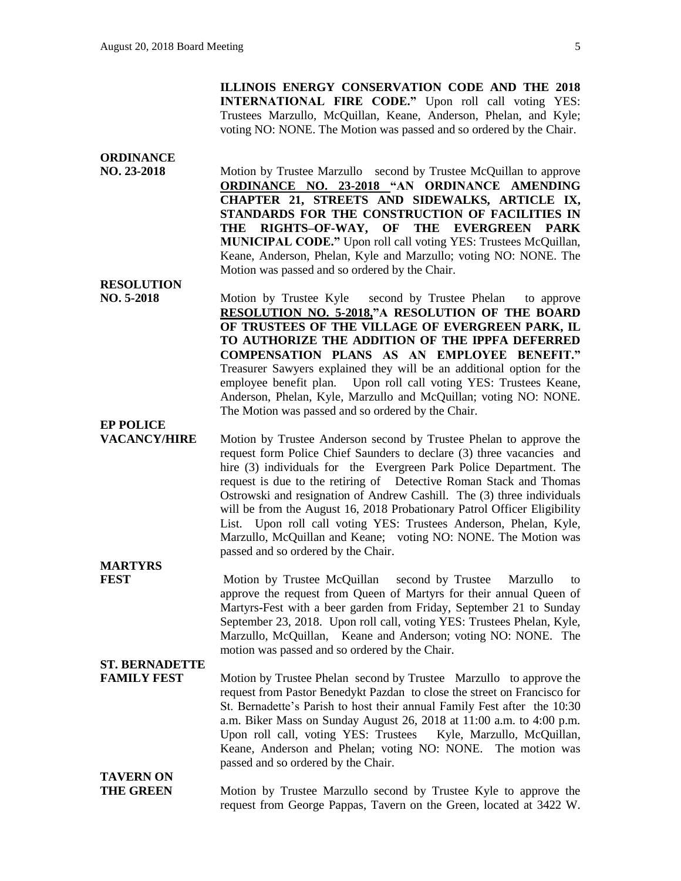**ILLINOIS ENERGY CONSERVATION CODE AND THE 2018 INTERNATIONAL FIRE CODE."** Upon roll call voting YES: Trustees Marzullo, McQuillan, Keane, Anderson, Phelan, and Kyle; voting NO: NONE. The Motion was passed and so ordered by the Chair.

**ORDINANCE NO. 23-2018**

Motion by Trustee Marzullo second by Trustee McQuillan to approve **ORDINANCE NO. 23-2018 "AN ORDINANCE AMENDING CHAPTER 21, STREETS AND SIDEWALKS, ARTICLE IX, STANDARDS FOR THE CONSTRUCTION OF FACILITIES IN THE RIGHTS–OF-WAY, OF THE EVERGREEN PARK MUNICIPAL CODE."** Upon roll call voting YES: Trustees McQuillan, Keane, Anderson, Phelan, Kyle and Marzullo; voting NO: NONE. The Motion was passed and so ordered by the Chair.

**RESOLUTION NO. 5-2018**

Motion by Trustee Kyle second by Trustee Phelan to approve **RESOLUTION NO. 5-2018,"A RESOLUTION OF THE BOARD OF TRUSTEES OF THE VILLAGE OF EVERGREEN PARK, IL TO AUTHORIZE THE ADDITION OF THE IPPFA DEFERRED COMPENSATION PLANS AS AN EMPLOYEE BENEFIT."** Treasurer Sawyers explained they will be an additional option for the employee benefit plan. Upon roll call voting YES: Trustees Keane, Anderson, Phelan, Kyle, Marzullo and McQuillan; voting NO: NONE. The Motion was passed and so ordered by the Chair.

**EP POLICE VACANCY/HIRE**

Motion by Trustee Anderson second by Trustee Phelan to approve the request form Police Chief Saunders to declare (3) three vacancies and hire (3) individuals for the Evergreen Park Police Department. The request is due to the retiring of Detective Roman Stack and Thomas Ostrowski and resignation of Andrew Cashill. The (3) three individuals will be from the August 16, 2018 Probationary Patrol Officer Eligibility List. Upon roll call voting YES: Trustees Anderson, Phelan, Kyle, Marzullo, McQuillan and Keane; voting NO: NONE. The Motion was passed and so ordered by the Chair.

**MARTYRS FEST**

Motion by Trustee McQuillan second by Trustee Marzullo to approve the request from Queen of Martyrs for their annual Queen of Martyrs-Fest with a beer garden from Friday, September 21 to Sunday September 23, 2018. Upon roll call, voting YES: Trustees Phelan, Kyle, Marzullo, McQuillan, Keane and Anderson; voting NO: NONE. The motion was passed and so ordered by the Chair.

**ST. BERNADETTE FAMILY FEST**

Motion by Trustee Phelan second by Trustee Marzullo to approve the request from Pastor Benedykt Pazdan to close the street on Francisco for St. Bernadette's Parish to host their annual Family Fest after the 10:30 a.m. Biker Mass on Sunday August 26, 2018 at 11:00 a.m. to 4:00 p.m. Upon roll call, voting YES: Trustees Kyle, Marzullo, McQuillan, Keane, Anderson and Phelan; voting NO: NONE. The motion was passed and so ordered by the Chair.

**TAVERN ON THE GREEN**

Motion by Trustee Marzullo second by Trustee Kyle to approve the request from George Pappas, Tavern on the Green, located at 3422 W.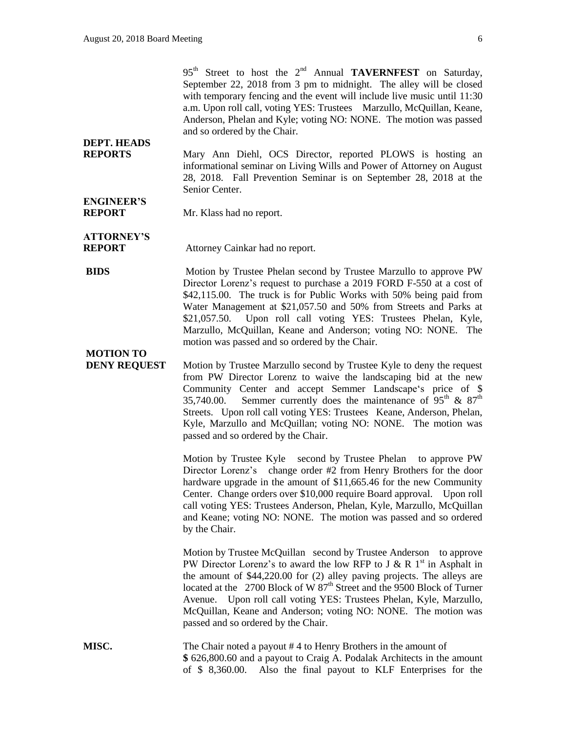95th Street to host the 2nd Annual **TAVERNFEST** on Saturday, September 22, 2018 from 3 pm to midnight. The alley will be closed with temporary fencing and the event will include live music until 11:30 a.m. Upon roll call, voting YES: Trustees Marzullo, McQuillan, Keane, Anderson, Phelan and Kyle; voting NO: NONE. The motion was passed and so ordered by the Chair.

**DEPT. HEADS REPORTS**

Mary Ann Diehl, OCS Director, reported PLOWS is hosting an informational seminar on Living Wills and Power of Attorney on August 28, 2018. Fall Prevention Seminar is on September 28, 2018 at the Senior Center.

**ENGINEER'S REPORT**

Mr. Klass had no report.

**ATTORNEY'S REPORT**

Attorney Cainkar had no report.

**BIDS**

Motion by Trustee Phelan second by Trustee Marzullo to approve PW Director Lorenz's request to purchase a 2019 FORD F-550 at a cost of $42,115.00. The truck is for Public Works with 50% being paid from Water Management at $21,057.50 and 50% from Streets and Parks at $21,057.50. Upon roll call voting YES: Trustees Phelan, Kyle, Marzullo, McQuillan, Keane and Anderson; voting NO: NONE. The motion was passed and so ordered by the Chair.

**MOTION TO DENY REQUEST**

Motion by Trustee Marzullo second by Trustee Kyle to deny the request from PW Director Lorenz to waive the landscaping bid at the new Community Center and accept Semmer Landscape's price of $ 35,740.00. Semmer currently does the maintenance of 95th & 87th Streets. Upon roll call voting YES: Trustees Keane, Anderson, Phelan, Kyle, Marzullo and McQuillan; voting NO: NONE. The motion was passed and so ordered by the Chair.

Motion by Trustee Kyle second by Trustee Phelan to approve PW Director Lorenz's change order #2 from Henry Brothers for the door hardware upgrade in the amount of $11,665.46 for the new Community Center. Change orders over $10,000 require Board approval. Upon roll call voting YES: Trustees Anderson, Phelan, Kyle, Marzullo, McQuillan and Keane; voting NO: NONE. The motion was passed and so ordered by the Chair.

Motion by Trustee McQuillan second by Trustee Anderson to approve PW Director Lorenz's to award the low RFP to J & R 1st in Asphalt in the amount of $44,220.00 for (2) alley paving projects. The alleys are located at the 2700 Block of W 87th Street and the 9500 Block of Turner Avenue. Upon roll call voting YES: Trustees Phelan, Kyle, Marzullo, McQuillan, Keane and Anderson; voting NO: NONE. The motion was passed and so ordered by the Chair.

**MISC.**

The Chair noted a payout # 4 to Henry Brothers in the amount of $ 626,800.60 and a payout to Craig A. Podalak Architects in the amount of $ 8,360.00. Also the final payout to KLF Enterprises for the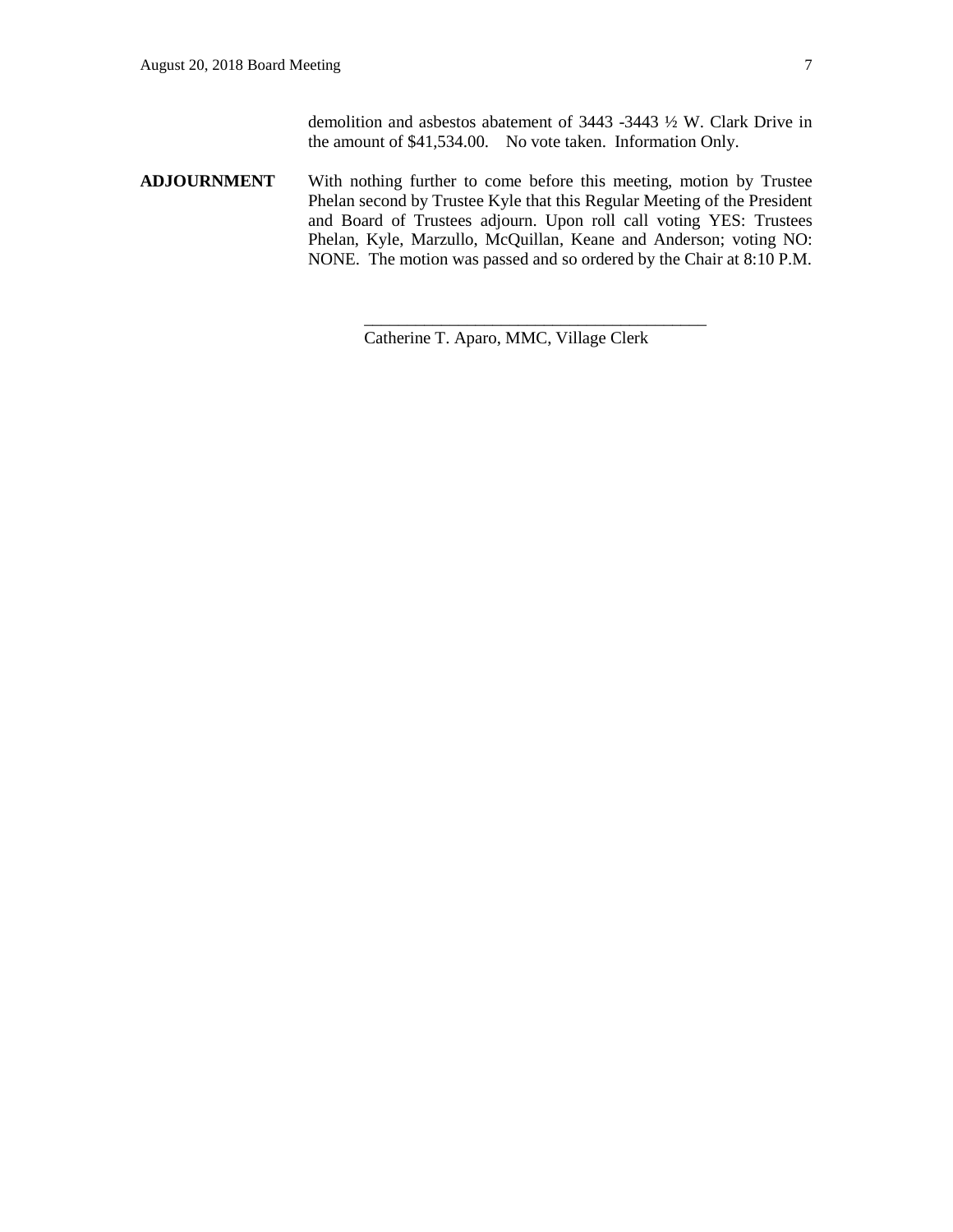demolition and asbestos abatement of 3443 -3443 ½ W. Clark Drive in the amount of $41,534.00. No vote taken. Information Only.

**ADJOURNMENT** With nothing further to come before this meeting, motion by Trustee Phelan second by Trustee Kyle that this Regular Meeting of the President and Board of Trustees adjourn. Upon roll call voting YES: Trustees Phelan, Kyle, Marzullo, McQuillan, Keane and Anderson; voting NO: NONE. The motion was passed and so ordered by the Chair at 8:10 P.M.

\_\_\_\_\_\_\_\_\_\_\_\_\_\_\_\_\_\_\_\_\_\_\_\_\_\_\_\_\_\_\_\_\_\_\_\_\_\_\_\_\_\_

Catherine T. Aparo, MMC, Village Clerk